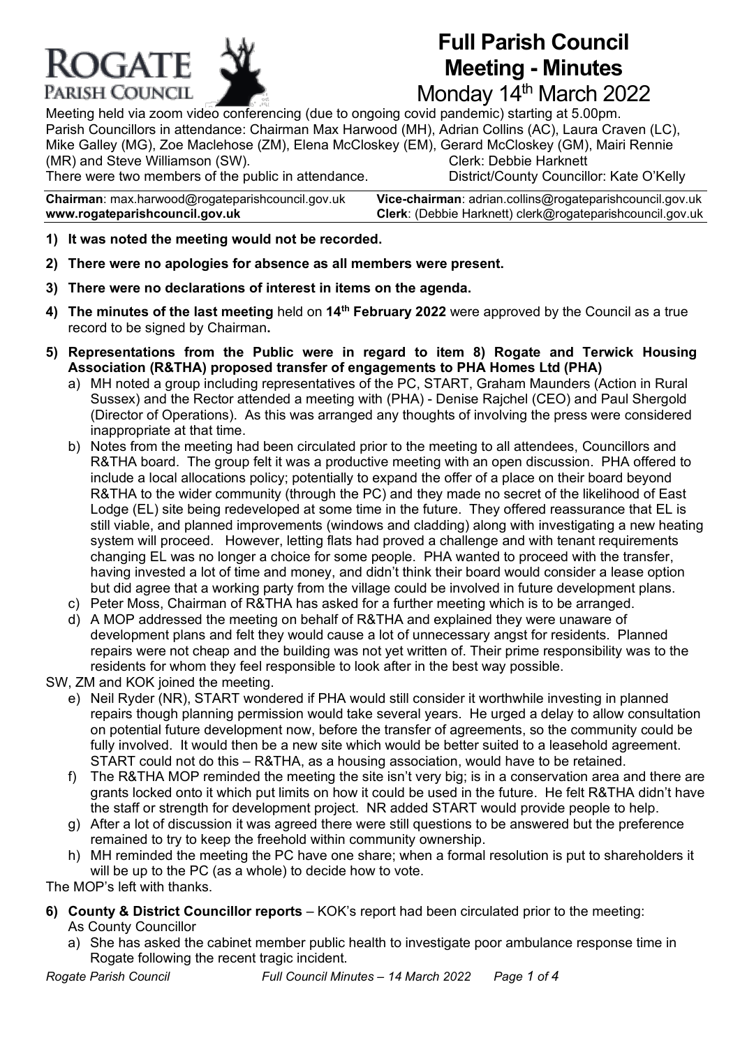# ROGATE PARISH COUNCIL

# Full Parish Council Meeting - Minutes
## Monday 14th March 2022

Meeting held via zoom video conferencing (due to ongoing covid pandemic) starting at 5.00pm.
Parish Councillors in attendance: Chairman Max Harwood (MH), Adrian Collins (AC), Laura Craven (LC), Mike Galley (MG), Zoe Maclehose (ZM), Elena McCloskey (EM), Gerard McCloskey (GM), Mairi Rennie (MR) and Steve Williamson (SW).
Clerk: Debbie Harknett
There were two members of the public in attendance.
District/County Councillor: Kate O'Kelly

**Chairman**: max.harwood@rogateparishcouncil.gov.uk
**Vice-chairman**: adrian.collins@rogateparishcouncil.gov.uk
**www.rogateparishcouncil.gov.uk**
**Clerk**: (Debbie Harknett) clerk@rogateparishcouncil.gov.uk

1) **It was noted the meeting would not be recorded.**
2) **There were no apologies for absence as all members were present.**
3) **There were no declarations of interest in items on the agenda.**
4) **The minutes of the last meeting** held on **14th February 2022** were approved by the Council as a true record to be signed by Chairman**.**
5) **Representations from the Public were in regard to item 8) Rogate and Terwick Housing Association (R&THA) proposed transfer of engagements to PHA Homes Ltd (PHA)**
   a) MH noted a group including representatives of the PC, START, Graham Maunders (Action in Rural Sussex) and the Rector attended a meeting with (PHA) - Denise Rajchel (CEO) and Paul Shergold (Director of Operations). As this was arranged any thoughts of involving the press were considered inappropriate at that time.
   b) Notes from the meeting had been circulated prior to the meeting to all attendees, Councillors and R&THA board. The group felt it was a productive meeting with an open discussion. PHA offered to include a local allocations policy; potentially to expand the offer of a place on their board beyond R&THA to the wider community (through the PC) and they made no secret of the likelihood of East Lodge (EL) site being redeveloped at some time in the future. They offered reassurance that EL is still viable, and planned improvements (windows and cladding) along with investigating a new heating system will proceed. However, letting flats had proved a challenge and with tenant requirements changing EL was no longer a choice for some people. PHA wanted to proceed with the transfer, having invested a lot of time and money, and didn't think their board would consider a lease option but did agree that a working party from the village could be involved in future development plans.
   c) Peter Moss, Chairman of R&THA has asked for a further meeting which is to be arranged.
   d) A MOP addressed the meeting on behalf of R&THA and explained they were unaware of development plans and felt they would cause a lot of unnecessary angst for residents. Planned repairs were not cheap and the building was not yet written of. Their prime responsibility was to the residents for whom they feel responsible to look after in the best way possible.

SW, ZM and KOK joined the meeting.

   e) Neil Ryder (NR), START wondered if PHA would still consider it worthwhile investing in planned repairs though planning permission would take several years. He urged a delay to allow consultation on potential future development now, before the transfer of agreements, so the community could be fully involved. It would then be a new site which would be better suited to a leasehold agreement. START could not do this – R&THA, as a housing association, would have to be retained.
   f) The R&THA MOP reminded the meeting the site isn't very big; is in a conservation area and there are grants locked onto it which put limits on how it could be used in the future. He felt R&THA didn't have the staff or strength for development project. NR added START would provide people to help.
   g) After a lot of discussion it was agreed there were still questions to be answered but the preference remained to try to keep the freehold within community ownership.
   h) MH reminded the meeting the PC have one share; when a formal resolution is put to shareholders it will be up to the PC (as a whole) to decide how to vote.

The MOP's left with thanks.

6) **County & District Councillor reports** – KOK's report had been circulated prior to the meeting:
   As County Councillor
   a) She has asked the cabinet member public health to investigate poor ambulance response time in Rogate following the recent tragic incident.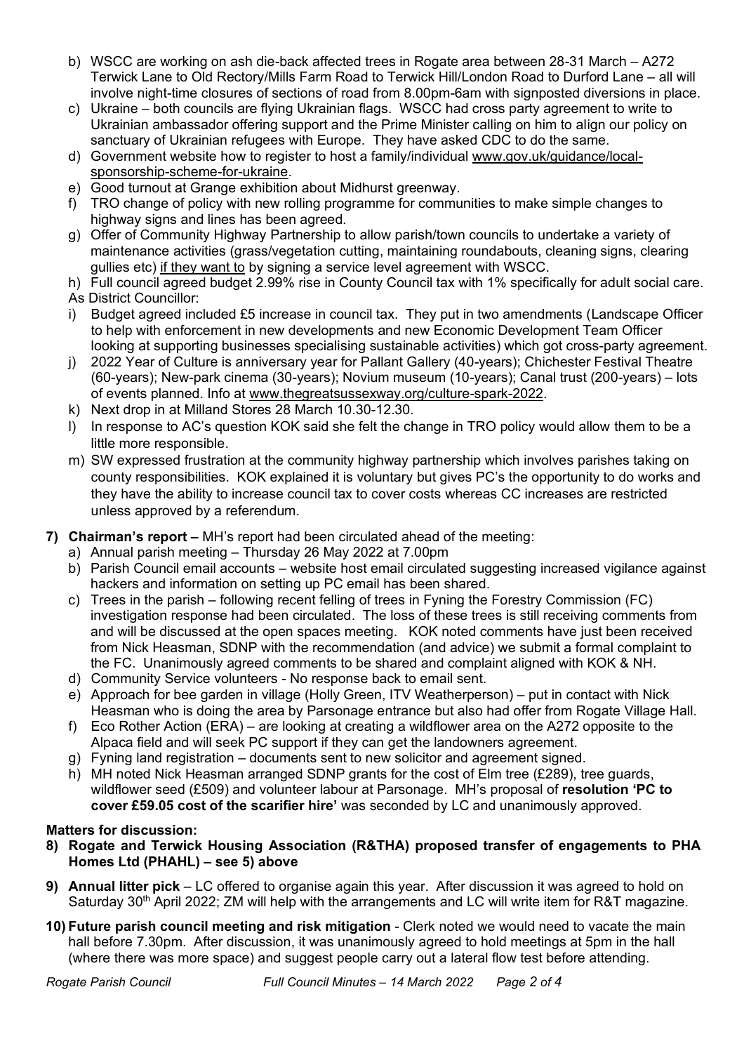b) WSCC are working on ash die-back affected trees in Rogate area between 28-31 March – A272 Terwick Lane to Old Rectory/Mills Farm Road to Terwick Hill/London Road to Durford Lane – all will involve night-time closures of sections of road from 8.00pm-6am with signposted diversions in place.

c) Ukraine – both councils are flying Ukrainian flags. WSCC had cross party agreement to write to Ukrainian ambassador offering support and the Prime Minister calling on him to align our policy on sanctuary of Ukrainian refugees with Europe. They have asked CDC to do the same.

d) Government website how to register to host a family/individual www.gov.uk/guidance/local-sponsorship-scheme-for-ukraine.

e) Good turnout at Grange exhibition about Midhurst greenway.

f) TRO change of policy with new rolling programme for communities to make simple changes to highway signs and lines has been agreed.

g) Offer of Community Highway Partnership to allow parish/town councils to undertake a variety of maintenance activities (grass/vegetation cutting, maintaining roundabouts, cleaning signs, clearing gullies etc) if they want to by signing a service level agreement with WSCC.

h) Full council agreed budget 2.99% rise in County Council tax with 1% specifically for adult social care.

As District Councillor:

i) Budget agreed included £5 increase in council tax. They put in two amendments (Landscape Officer to help with enforcement in new developments and new Economic Development Team Officer looking at supporting businesses specialising sustainable activities) which got cross-party agreement.

j) 2022 Year of Culture is anniversary year for Pallant Gallery (40-years); Chichester Festival Theatre (60-years); New-park cinema (30-years); Novium museum (10-years); Canal trust (200-years) – lots of events planned. Info at www.thegreatsussexway.org/culture-spark-2022.

k) Next drop in at Milland Stores 28 March 10.30-12.30.

l) In response to AC's question KOK said she felt the change in TRO policy would allow them to be a little more responsible.

m) SW expressed frustration at the community highway partnership which involves parishes taking on county responsibilities. KOK explained it is voluntary but gives PC's the opportunity to do works and they have the ability to increase council tax to cover costs whereas CC increases are restricted unless approved by a referendum.

**7) Chairman's report –** MH's report had been circulated ahead of the meeting:

a) Annual parish meeting – Thursday 26 May 2022 at 7.00pm

b) Parish Council email accounts – website host email circulated suggesting increased vigilance against hackers and information on setting up PC email has been shared.

c) Trees in the parish – following recent felling of trees in Fyning the Forestry Commission (FC) investigation response had been circulated. The loss of these trees is still receiving comments from and will be discussed at the open spaces meeting. KOK noted comments have just been received from Nick Heasman, SDNP with the recommendation (and advice) we submit a formal complaint to the FC. Unanimously agreed comments to be shared and complaint aligned with KOK & NH.

d) Community Service volunteers - No response back to email sent.

e) Approach for bee garden in village (Holly Green, ITV Weatherperson) – put in contact with Nick Heasman who is doing the area by Parsonage entrance but also had offer from Rogate Village Hall.

f) Eco Rother Action (ERA) – are looking at creating a wildflower area on the A272 opposite to the Alpaca field and will seek PC support if they can get the landowners agreement.

g) Fyning land registration – documents sent to new solicitor and agreement signed.

h) MH noted Nick Heasman arranged SDNP grants for the cost of Elm tree (£289), tree guards, wildflower seed (£509) and volunteer labour at Parsonage. MH's proposal of **resolution 'PC to cover £59.05 cost of the scarifier hire'** was seconded by LC and unanimously approved.

**Matters for discussion:**

**8) Rogate and Terwick Housing Association (R&THA) proposed transfer of engagements to PHA Homes Ltd (PHAHL) – see 5) above**

**9) Annual litter pick** – LC offered to organise again this year. After discussion it was agreed to hold on Saturday 30th April 2022; ZM will help with the arrangements and LC will write item for R&T magazine.

**10) Future parish council meeting and risk mitigation** - Clerk noted we would need to vacate the main hall before 7.30pm. After discussion, it was unanimously agreed to hold meetings at 5pm in the hall (where there was more space) and suggest people carry out a lateral flow test before attending.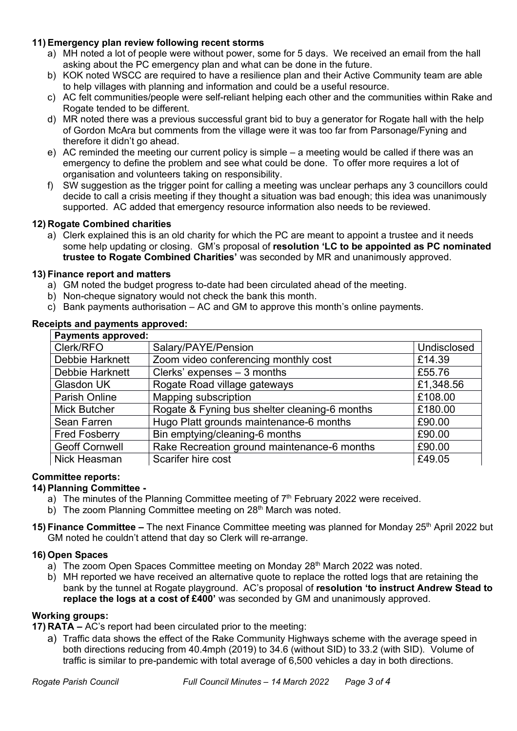### 11) Emergency plan review following recent storms

a) MH noted a lot of people were without power, some for 5 days. We received an email from the hall asking about the PC emergency plan and what can be done in the future.

b) KOK noted WSCC are required to have a resilience plan and their Active Community team are able to help villages with planning and information and could be a useful resource.

c) AC felt communities/people were self-reliant helping each other and the communities within Rake and Rogate tended to be different.

d) MR noted there was a previous successful grant bid to buy a generator for Rogate hall with the help of Gordon McAra but comments from the village were it was too far from Parsonage/Fyning and therefore it didn't go ahead.

e) AC reminded the meeting our current policy is simple – a meeting would be called if there was an emergency to define the problem and see what could be done. To offer more requires a lot of organisation and volunteers taking on responsibility.

f) SW suggestion as the trigger point for calling a meeting was unclear perhaps any 3 councillors could decide to call a crisis meeting if they thought a situation was bad enough; this idea was unanimously supported. AC added that emergency resource information also needs to be reviewed.

### 12) Rogate Combined charities

a) Clerk explained this is an old charity for which the PC are meant to appoint a trustee and it needs some help updating or closing. GM's proposal of **resolution 'LC to be appointed as PC nominated trustee to Rogate Combined Charities'** was seconded by MR and unanimously approved.

### 13) Finance report and matters

a) GM noted the budget progress to-date had been circulated ahead of the meeting.

b) Non-cheque signatory would not check the bank this month.

c) Bank payments authorisation – AC and GM to approve this month's online payments.

### Receipts and payments approved:

| **Payments approved:** | | |
|---|---|---|
| Clerk/RFO | Salary/PAYE/Pension | Undisclosed |
| Debbie Harknett | Zoom video conferencing monthly cost | £14.39 |
| Debbie Harknett | Clerks' expenses – 3 months | £55.76 |
| Glasdon UK | Rogate Road village gateways | £1,348.56 |
| Parish Online | Mapping subscription | £108.00 |
| Mick Butcher | Rogate & Fyning bus shelter cleaning-6 months | £180.00 |
| Sean Farren | Hugo Platt grounds maintenance-6 months | £90.00 |
| Fred Fosberry | Bin emptying/cleaning-6 months | £90.00 |
| Geoff Cornwell | Rake Recreation ground maintenance-6 months | £90.00 |
| Nick Heasman | Scarifer hire cost | £49.05 |

### Committee reports:

### 14) Planning Committee -

a) The minutes of the Planning Committee meeting of 7th February 2022 were received.

b) The zoom Planning Committee meeting on 28th March was noted.

**15) Finance Committee –** The next Finance Committee meeting was planned for Monday 25th April 2022 but GM noted he couldn't attend that day so Clerk will re-arrange.

### 16) Open Spaces

a) The zoom Open Spaces Committee meeting on Monday 28th March 2022 was noted.

b) MH reported we have received an alternative quote to replace the rotted logs that are retaining the bank by the tunnel at Rogate playground. AC's proposal of **resolution 'to instruct Andrew Stead to replace the logs at a cost of £400'** was seconded by GM and unanimously approved.

### Working groups:

**17) RATA –** AC's report had been circulated prior to the meeting:

a) Traffic data shows the effect of the Rake Community Highways scheme with the average speed in both directions reducing from 40.4mph (2019) to 34.6 (without SID) to 33.2 (with SID). Volume of traffic is similar to pre-pandemic with total average of 6,500 vehicles a day in both directions.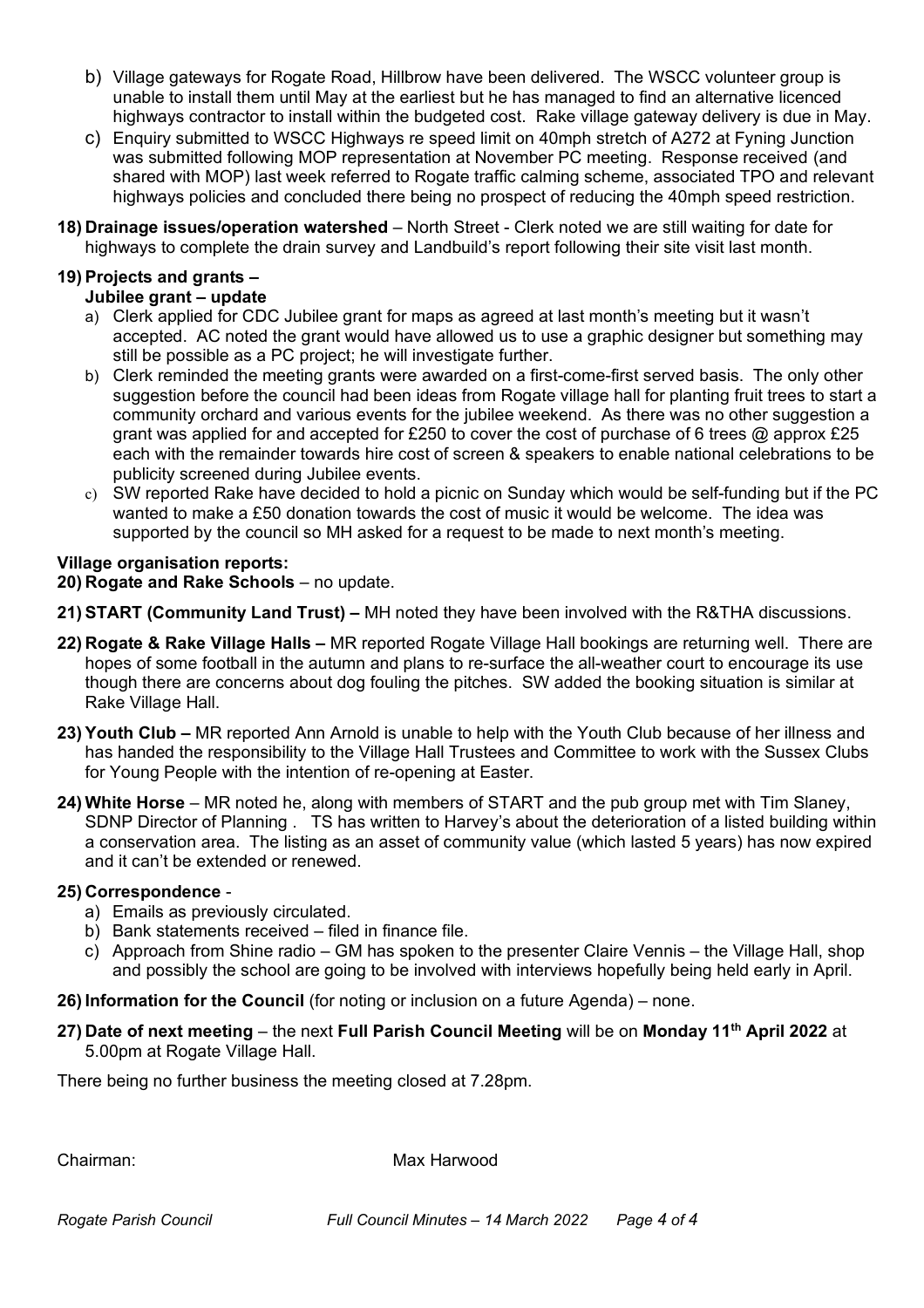b) Village gateways for Rogate Road, Hillbrow have been delivered. The WSCC volunteer group is unable to install them until May at the earliest but he has managed to find an alternative licenced highways contractor to install within the budgeted cost. Rake village gateway delivery is due in May.

c) Enquiry submitted to WSCC Highways re speed limit on 40mph stretch of A272 at Fyning Junction was submitted following MOP representation at November PC meeting. Response received (and shared with MOP) last week referred to Rogate traffic calming scheme, associated TPO and relevant highways policies and concluded there being no prospect of reducing the 40mph speed restriction.

**18) Drainage issues/operation watershed** – North Street - Clerk noted we are still waiting for date for highways to complete the drain survey and Landbuild's report following their site visit last month.

**19) Projects and grants –**

**Jubilee grant – update**

a) Clerk applied for CDC Jubilee grant for maps as agreed at last month's meeting but it wasn't accepted. AC noted the grant would have allowed us to use a graphic designer but something may still be possible as a PC project; he will investigate further.

b) Clerk reminded the meeting grants were awarded on a first-come-first served basis. The only other suggestion before the council had been ideas from Rogate village hall for planting fruit trees to start a community orchard and various events for the jubilee weekend. As there was no other suggestion a grant was applied for and accepted for £250 to cover the cost of purchase of 6 trees @ approx £25 each with the remainder towards hire cost of screen & speakers to enable national celebrations to be publicity screened during Jubilee events.

c) SW reported Rake have decided to hold a picnic on Sunday which would be self-funding but if the PC wanted to make a £50 donation towards the cost of music it would be welcome. The idea was supported by the council so MH asked for a request to be made to next month's meeting.

**Village organisation reports:**

**20) Rogate and Rake Schools** – no update.

**21) START (Community Land Trust) –** MH noted they have been involved with the R&THA discussions.

**22) Rogate & Rake Village Halls –** MR reported Rogate Village Hall bookings are returning well. There are hopes of some football in the autumn and plans to re-surface the all-weather court to encourage its use though there are concerns about dog fouling the pitches. SW added the booking situation is similar at Rake Village Hall.

**23) Youth Club –** MR reported Ann Arnold is unable to help with the Youth Club because of her illness and has handed the responsibility to the Village Hall Trustees and Committee to work with the Sussex Clubs for Young People with the intention of re-opening at Easter.

**24) White Horse** – MR noted he, along with members of START and the pub group met with Tim Slaney, SDNP Director of Planning . TS has written to Harvey's about the deterioration of a listed building within a conservation area. The listing as an asset of community value (which lasted 5 years) has now expired and it can't be extended or renewed.

**25) Correspondence** -

a) Emails as previously circulated.

b) Bank statements received – filed in finance file.

c) Approach from Shine radio – GM has spoken to the presenter Claire Vennis – the Village Hall, shop and possibly the school are going to be involved with interviews hopefully being held early in April.

**26) Information for the Council** (for noting or inclusion on a future Agenda) – none.

**27) Date of next meeting** – the next **Full Parish Council Meeting** will be on **Monday 11th April 2022** at 5.00pm at Rogate Village Hall.

There being no further business the meeting closed at 7.28pm.

Chairman: Max Harwood